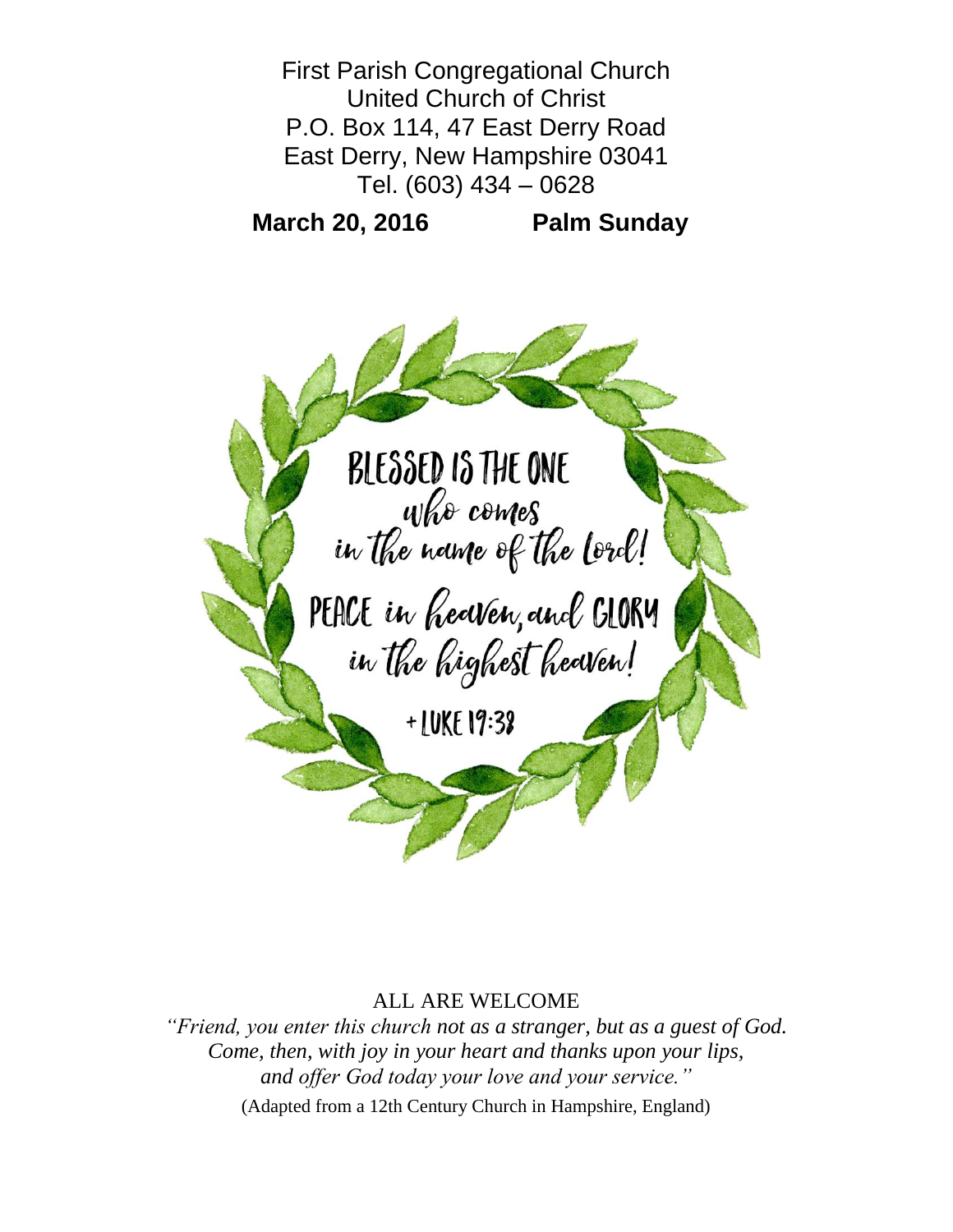First Parish Congregational Church
United Church of Christ
P.O. Box 114, 47 East Derry Road
East Derry, New Hampshire 03041
Tel. (603) 434 – 0628

**March 20, 2016 Palm Sunday**

BLESSED IS THE ONE
who comes
in the name of the Lord!
PEACE in heaven, and GLORY
in the highest heaven!
+ LUKE 19:38

ALL ARE WELCOME

*"Friend, you enter this church not as a stranger, but as a guest of God.*
*Come, then, with joy in your heart and thanks upon your lips,*
*and offer God today your love and your service."*

(Adapted from a 12th Century Church in Hampshire, England)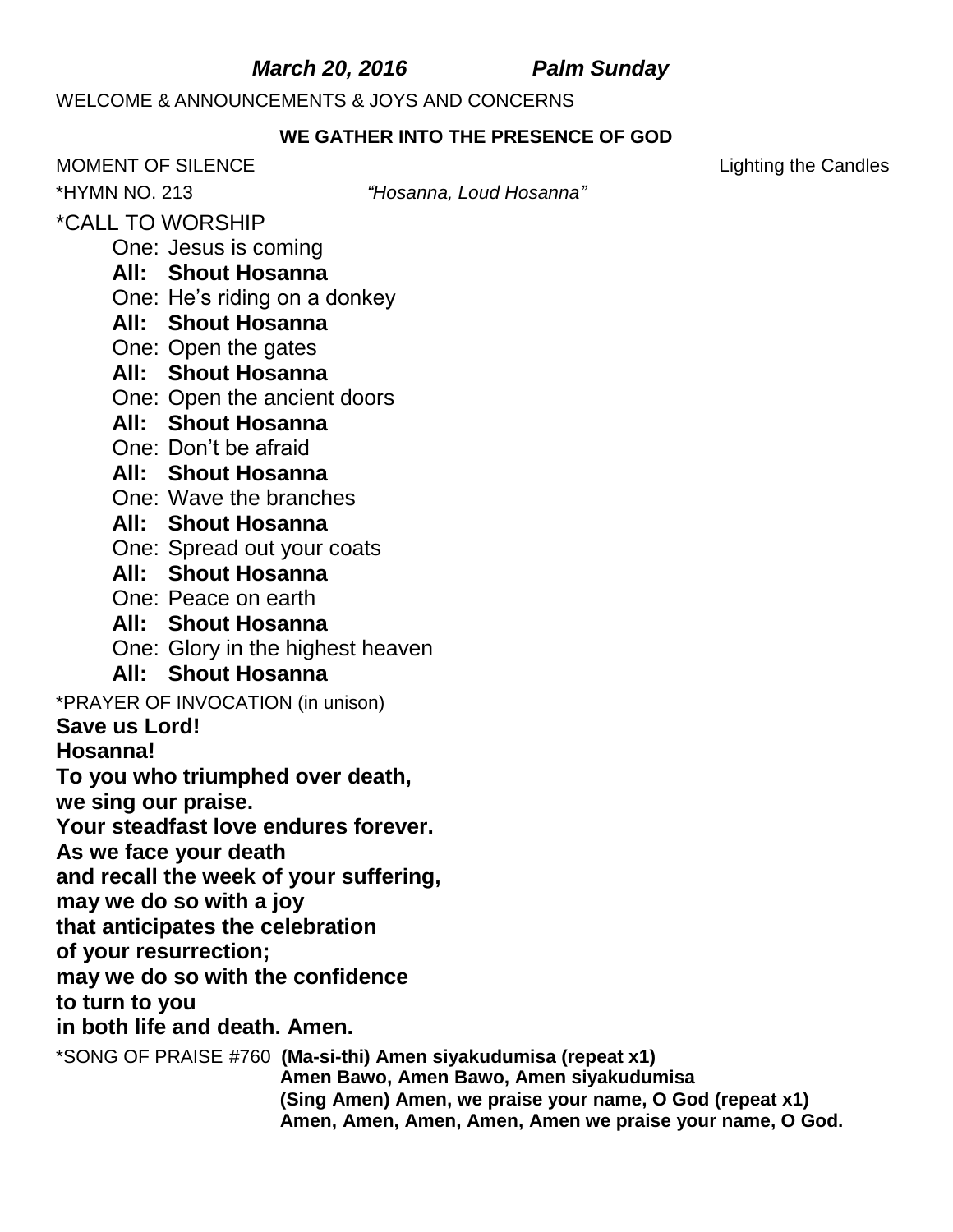***March 20, 2016 Palm Sunday***

WELCOME & ANNOUNCEMENTS & JOYS AND CONCERNS

**WE GATHER INTO THE PRESENCE OF GOD**

MOMENT OF SILENCE Lighting the Candles

*HYMN NO. 213 *"Hosanna, Loud Hosanna"*

*CALL TO WORSHIP

One: Jesus is coming
**All: Shout Hosanna**
One: He's riding on a donkey
**All: Shout Hosanna**
One: Open the gates
**All: Shout Hosanna**
One: Open the ancient doors
**All: Shout Hosanna**
One: Don't be afraid
**All: Shout Hosanna**
One: Wave the branches
**All: Shout Hosanna**
One: Spread out your coats
**All: Shout Hosanna**
One: Peace on earth
**All: Shout Hosanna**
One: Glory in the highest heaven
**All: Shout Hosanna**

*PRAYER OF INVOCATION (in unison)

**Save us Lord!**
**Hosanna!**
**To you who triumphed over death,**
**we sing our praise.**
**Your steadfast love endures forever.**
**As we face your death**
**and recall the week of your suffering,**
**may we do so with a joy**
**that anticipates the celebration**
**of your resurrection;**
**may we do so with the confidence**
**to turn to you**
**in both life and death. Amen.**

*SONG OF PRAISE #760 **(Ma-si-thi) Amen siyakudumisa (repeat x1)**
**Amen Bawo, Amen Bawo, Amen siyakudumisa**
**(Sing Amen) Amen, we praise your name, O God (repeat x1)**
**Amen, Amen, Amen, Amen, Amen we praise your name, O God.**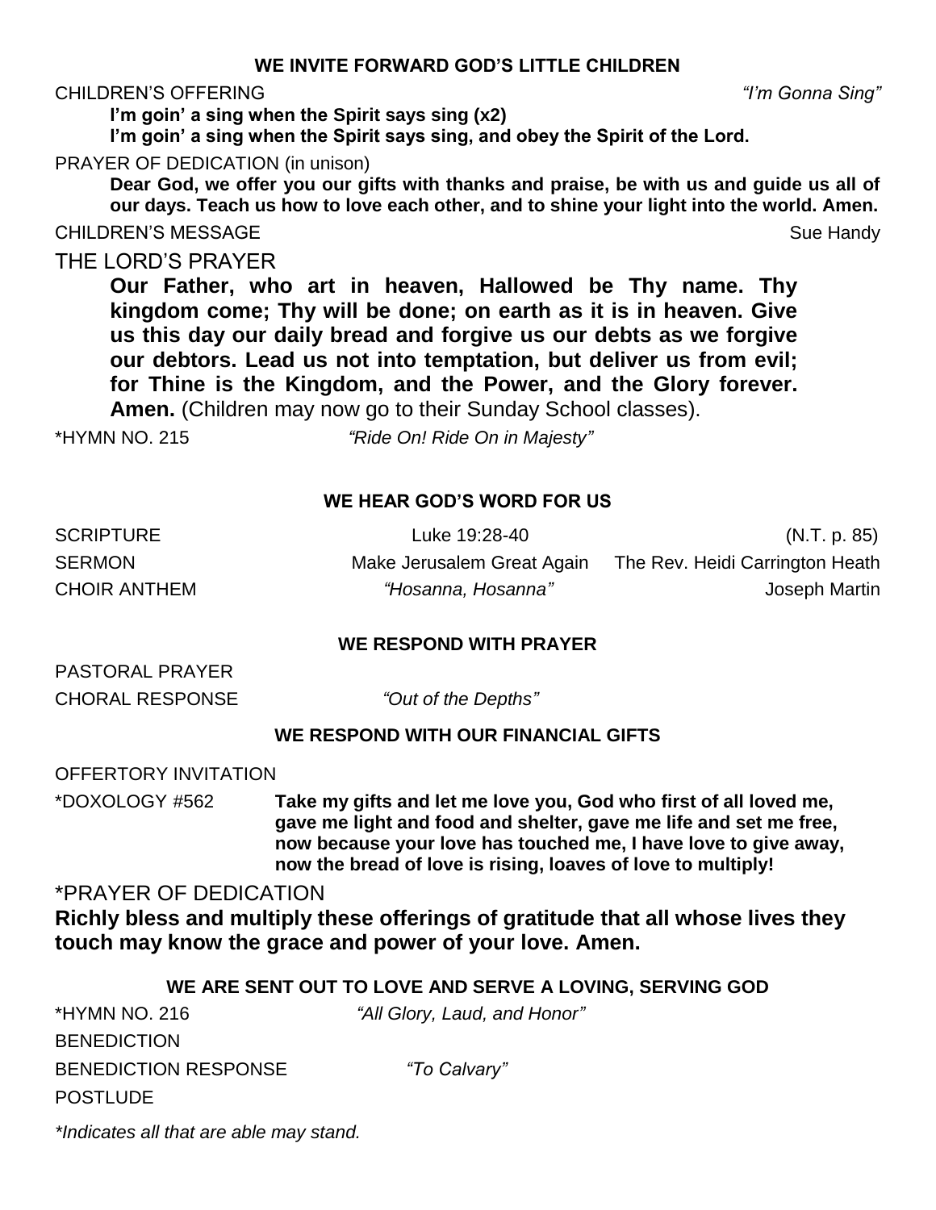### WE INVITE FORWARD GOD'S LITTLE CHILDREN

CHILDREN'S OFFERING *"I'm Gonna Sing"*

**I'm goin' a sing when the Spirit says sing (x2)**
**I'm goin' a sing when the Spirit says sing, and obey the Spirit of the Lord.**

PRAYER OF DEDICATION (in unison)

**Dear God, we offer you our gifts with thanks and praise, be with us and guide us all of our days. Teach us how to love each other, and to shine your light into the world. Amen.**

CHILDREN'S MESSAGE Sue Handy

THE LORD'S PRAYER

**Our Father, who art in heaven, Hallowed be Thy name. Thy kingdom come; Thy will be done; on earth as it is in heaven. Give us this day our daily bread and forgive us our debts as we forgive our debtors. Lead us not into temptation, but deliver us from evil; for Thine is the Kingdom, and the Power, and the Glory forever. Amen.** (Children may now go to their Sunday School classes).

*HYMN NO. 215 *"Ride On! Ride On in Majesty"*

### WE HEAR GOD'S WORD FOR US

SCRIPTURE Luke 19:28-40 (N.T. p. 85)

SERMON Make Jerusalem Great Again The Rev. Heidi Carrington Heath

CHOIR ANTHEM *"Hosanna, Hosanna"* Joseph Martin

### WE RESPOND WITH PRAYER

PASTORAL PRAYER

CHORAL RESPONSE *"Out of the Depths"*

### WE RESPOND WITH OUR FINANCIAL GIFTS

OFFERTORY INVITATION

*DOXOLOGY #562 **Take my gifts and let me love you, God who first of all loved me, gave me light and food and shelter, gave me life and set me free, now because your love has touched me, I have love to give away, now the bread of love is rising, loaves of love to multiply!**

*PRAYER OF DEDICATION

**Richly bless and multiply these offerings of gratitude that all whose lives they touch may know the grace and power of your love. Amen.**

### WE ARE SENT OUT TO LOVE AND SERVE A LOVING, SERVING GOD

*HYMN NO. 216 *"All Glory, Laud, and Honor"*

BENEDICTION

BENEDICTION RESPONSE *"To Calvary"*

POSTLUDE

*\*Indicates all that are able may stand.*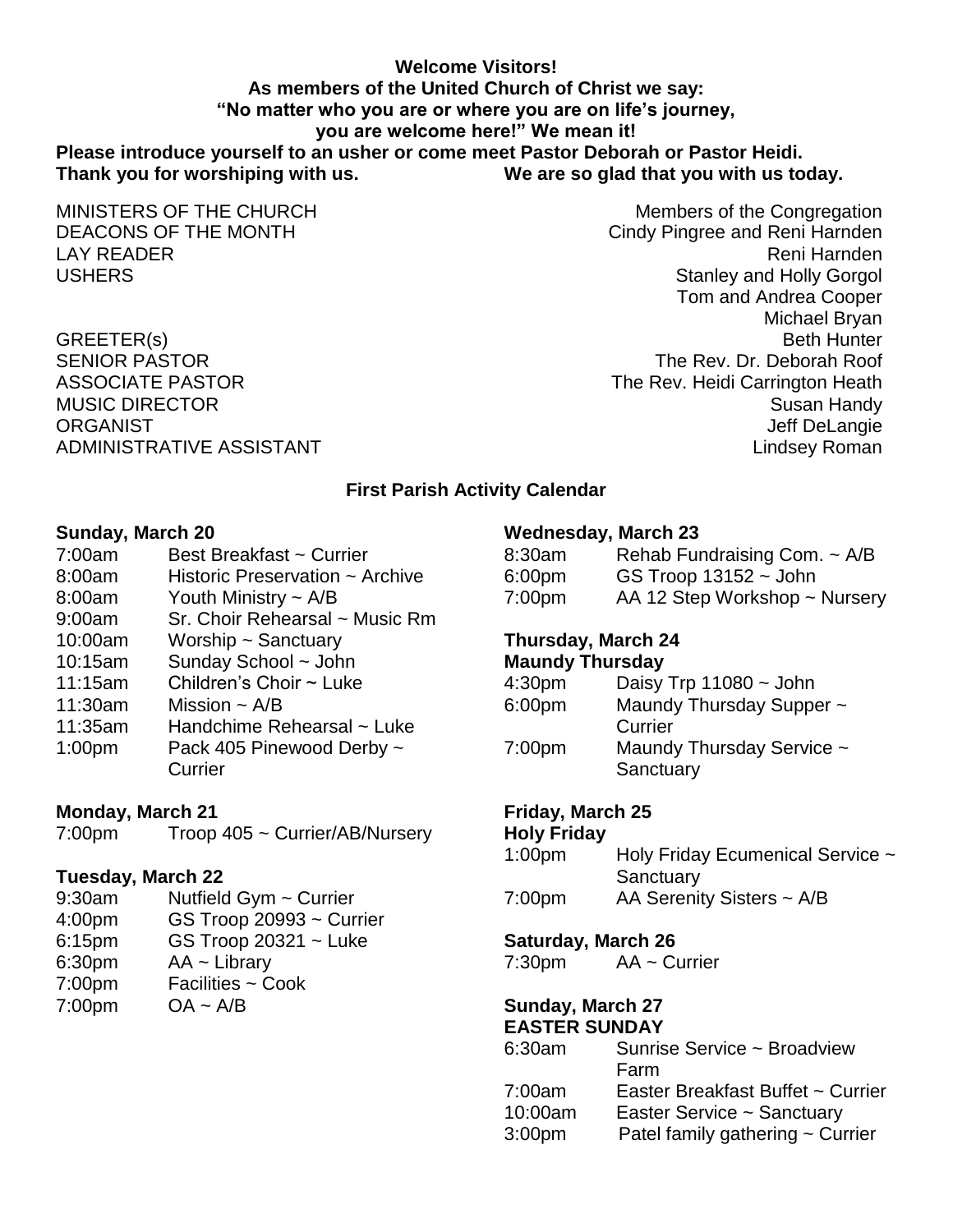**Welcome Visitors!**
**As members of the United Church of Christ we say:**
**"No matter who you are or where you are on life's journey,**
**you are welcome here!" We mean it!**
**Please introduce yourself to an usher or come meet Pastor Deborah or Pastor Heidi.**
**Thank you for worshiping with us. We are so glad that you with us today.**

| | |
|---|---|
| MINISTERS OF THE CHURCH | Members of the Congregation |
| DEACONS OF THE MONTH | Cindy Pingree and Reni Harnden |
| LAY READER | Reni Harnden |
| USHERS | Stanley and Holly Gorgol<br>Tom and Andrea Cooper<br>Michael Bryan |
| GREETER(s) | Beth Hunter |
| SENIOR PASTOR | The Rev. Dr. Deborah Roof |
| ASSOCIATE PASTOR | The Rev. Heidi Carrington Heath |
| MUSIC DIRECTOR | Susan Handy |
| ORGANIST | Jeff DeLangie |
| ADMINISTRATIVE ASSISTANT | Lindsey Roman |

## First Parish Activity Calendar

**Sunday, March 20**

| | |
|---|---|
| 7:00am | Best Breakfast ~ Currier |
| 8:00am | Historic Preservation ~ Archive |
| 8:00am | Youth Ministry ~ A/B |
| 9:00am | Sr. Choir Rehearsal ~ Music Rm |
| 10:00am | Worship ~ Sanctuary |
| 10:15am | Sunday School ~ John |
| 11:15am | Children's Choir ~ Luke |
| 11:30am | Mission ~ A/B |
| 11:35am | Handchime Rehearsal ~ Luke |
| 1:00pm | Pack 405 Pinewood Derby ~ Currier |

**Monday, March 21**

| | |
|---|---|
| 7:00pm | Troop 405 ~ Currier/AB/Nursery |

**Tuesday, March 22**

| | |
|---|---|
| 9:30am | Nutfield Gym ~ Currier |
| 4:00pm | GS Troop 20993 ~ Currier |
| 6:15pm | GS Troop 20321 ~ Luke |
| 6:30pm | AA ~ Library |
| 7:00pm | Facilities ~ Cook |
| 7:00pm | OA ~ A/B |

**Wednesday, March 23**

| | |
|---|---|
| 8:30am | Rehab Fundraising Com. ~ A/B |
| 6:00pm | GS Troop 13152 ~ John |
| 7:00pm | AA 12 Step Workshop ~ Nursery |

**Thursday, March 24**
**Maundy Thursday**

| | |
|---|---|
| 4:30pm | Daisy Trp 11080 ~ John |
| 6:00pm | Maundy Thursday Supper ~ Currier |
| 7:00pm | Maundy Thursday Service ~ Sanctuary |

**Friday, March 25**
**Holy Friday**

| | |
|---|---|
| 1:00pm | Holy Friday Ecumenical Service ~ Sanctuary |
| 7:00pm | AA Serenity Sisters ~ A/B |

**Saturday, March 26**

| | |
|---|---|
| 7:30pm | AA ~ Currier |

**Sunday, March 27**
**EASTER SUNDAY**

| | |
|---|---|
| 6:30am | Sunrise Service ~ Broadview Farm |
| 7:00am | Easter Breakfast Buffet ~ Currier |
| 10:00am | Easter Service ~ Sanctuary |
| 3:00pm | Patel family gathering ~ Currier |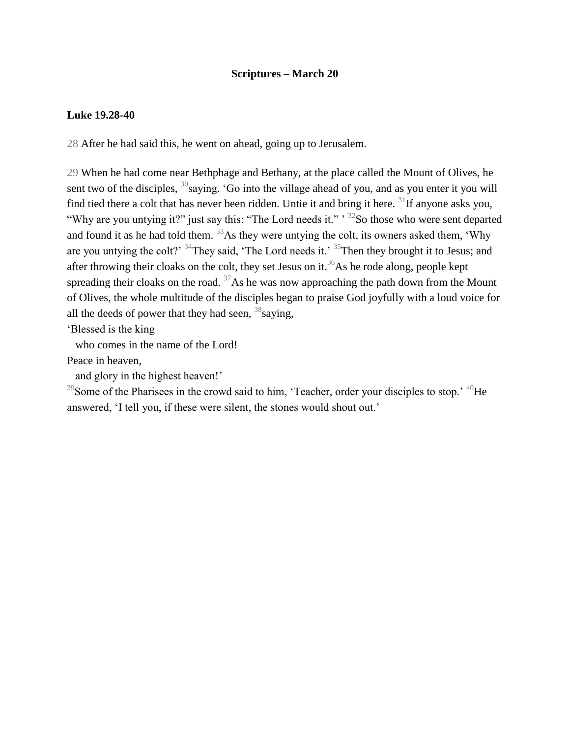**Scriptures – March 20**

**Luke 19.28-40**

28 After he had said this, he went on ahead, going up to Jerusalem.

29 When he had come near Bethphage and Bethany, at the place called the Mount of Olives, he sent two of the disciples, [30]saying, 'Go into the village ahead of you, and as you enter it you will find tied there a colt that has never been ridden. Untie it and bring it here. [31]If anyone asks you, "Why are you untying it?" just say this: "The Lord needs it." ' [32]So those who were sent departed and found it as he had told them. [33]As they were untying the colt, its owners asked them, 'Why are you untying the colt?' [34]They said, 'The Lord needs it.' [35]Then they brought it to Jesus; and after throwing their cloaks on the colt, they set Jesus on it.[36]As he rode along, people kept spreading their cloaks on the road. [37]As he was now approaching the path down from the Mount of Olives, the whole multitude of the disciples began to praise God joyfully with a loud voice for all the deeds of power that they had seen, [38]saying,

'Blessed is the king  
  who comes in the name of the Lord!  
Peace in heaven,  
  and glory in the highest heaven!'

[39]Some of the Pharisees in the crowd said to him, 'Teacher, order your disciples to stop.' [40]He answered, 'I tell you, if these were silent, the stones would shout out.'